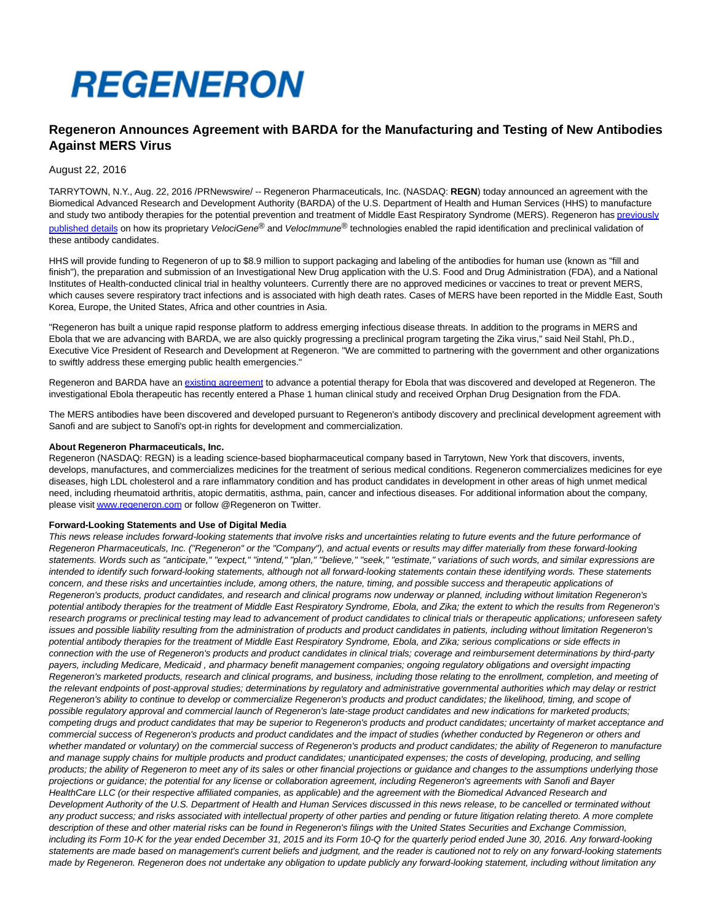# REGENERON

## Regeneron Announces Agreement with BARDA for the Manufacturing and Testing of New Antibodies Against MERS Virus

August 22, 2016

TARRYTOWN, N.Y., Aug. 22, 2016 /PRNewswire/ -- Regeneron Pharmaceuticals, Inc. (NASDAQ: **REGN**) today announced an agreement with the Biomedical Advanced Research and Development Authority (BARDA) of the U.S. Department of Health and Human Services (HHS) to manufacture and study two antibody therapies for the potential prevention and treatment of Middle East Respiratory Syndrome (MERS). Regeneron has previously published details on how its proprietary *VelociGene*® and *VelocImmune*® technologies enabled the rapid identification and preclinical validation of these antibody candidates.

HHS will provide funding to Regeneron of up to $8.9 million to support packaging and labeling of the antibodies for human use (known as "fill and finish"), the preparation and submission of an Investigational New Drug application with the U.S. Food and Drug Administration (FDA), and a National Institutes of Health-conducted clinical trial in healthy volunteers. Currently there are no approved medicines or vaccines to treat or prevent MERS, which causes severe respiratory tract infections and is associated with high death rates. Cases of MERS have been reported in the Middle East, South Korea, Europe, the United States, Africa and other countries in Asia.

"Regeneron has built a unique rapid response platform to address emerging infectious disease threats. In addition to the programs in MERS and Ebola that we are advancing with BARDA, we are also quickly progressing a preclinical program targeting the Zika virus," said Neil Stahl, Ph.D., Executive Vice President of Research and Development at Regeneron. "We are committed to partnering with the government and other organizations to swiftly address these emerging public health emergencies."

Regeneron and BARDA have an existing agreement to advance a potential therapy for Ebola that was discovered and developed at Regeneron. The investigational Ebola therapeutic has recently entered a Phase 1 human clinical study and received Orphan Drug Designation from the FDA.

The MERS antibodies have been discovered and developed pursuant to Regeneron's antibody discovery and preclinical development agreement with Sanofi and are subject to Sanofi's opt-in rights for development and commercialization.

**About Regeneron Pharmaceuticals, Inc.**
Regeneron (NASDAQ: REGN) is a leading science-based biopharmaceutical company based in Tarrytown, New York that discovers, invents, develops, manufactures, and commercializes medicines for the treatment of serious medical conditions. Regeneron commercializes medicines for eye diseases, high LDL cholesterol and a rare inflammatory condition and has product candidates in development in other areas of high unmet medical need, including rheumatoid arthritis, atopic dermatitis, asthma, pain, cancer and infectious diseases. For additional information about the company, please visit www.regeneron.com or follow @Regeneron on Twitter.

**Forward-Looking Statements and Use of Digital Media**
*This news release includes forward-looking statements that involve risks and uncertainties relating to future events and the future performance of Regeneron Pharmaceuticals, Inc. ("Regeneron" or the "Company"), and actual events or results may differ materially from these forward-looking statements. Words such as "anticipate," "expect," "intend," "plan," "believe," "seek," "estimate," variations of such words, and similar expressions are intended to identify such forward-looking statements, although not all forward-looking statements contain these identifying words. These statements concern, and these risks and uncertainties include, among others, the nature, timing, and possible success and therapeutic applications of Regeneron's products, product candidates, and research and clinical programs now underway or planned, including without limitation Regeneron's potential antibody therapies for the treatment of Middle East Respiratory Syndrome, Ebola, and Zika; the extent to which the results from Regeneron's research programs or preclinical testing may lead to advancement of product candidates to clinical trials or therapeutic applications; unforeseen safety issues and possible liability resulting from the administration of products and product candidates in patients, including without limitation Regeneron's potential antibody therapies for the treatment of Middle East Respiratory Syndrome, Ebola, and Zika; serious complications or side effects in connection with the use of Regeneron's products and product candidates in clinical trials; coverage and reimbursement determinations by third-party payers, including Medicare, Medicaid , and pharmacy benefit management companies; ongoing regulatory obligations and oversight impacting Regeneron's marketed products, research and clinical programs, and business, including those relating to the enrollment, completion, and meeting of the relevant endpoints of post-approval studies; determinations by regulatory and administrative governmental authorities which may delay or restrict Regeneron's ability to continue to develop or commercialize Regeneron's products and product candidates; the likelihood, timing, and scope of possible regulatory approval and commercial launch of Regeneron's late-stage product candidates and new indications for marketed products; competing drugs and product candidates that may be superior to Regeneron's products and product candidates; uncertainty of market acceptance and commercial success of Regeneron's products and product candidates and the impact of studies (whether conducted by Regeneron or others and whether mandated or voluntary) on the commercial success of Regeneron's products and product candidates; the ability of Regeneron to manufacture and manage supply chains for multiple products and product candidates; unanticipated expenses; the costs of developing, producing, and selling products; the ability of Regeneron to meet any of its sales or other financial projections or guidance and changes to the assumptions underlying those projections or guidance; the potential for any license or collaboration agreement, including Regeneron's agreements with Sanofi and Bayer HealthCare LLC (or their respective affiliated companies, as applicable) and the agreement with the Biomedical Advanced Research and Development Authority of the U.S. Department of Health and Human Services discussed in this news release, to be cancelled or terminated without any product success; and risks associated with intellectual property of other parties and pending or future litigation relating thereto. A more complete description of these and other material risks can be found in Regeneron's filings with the United States Securities and Exchange Commission, including its Form 10-K for the year ended December 31, 2015 and its Form 10-Q for the quarterly period ended June 30, 2016. Any forward-looking statements are made based on management's current beliefs and judgment, and the reader is cautioned not to rely on any forward-looking statements made by Regeneron. Regeneron does not undertake any obligation to update publicly any forward-looking statement, including without limitation any*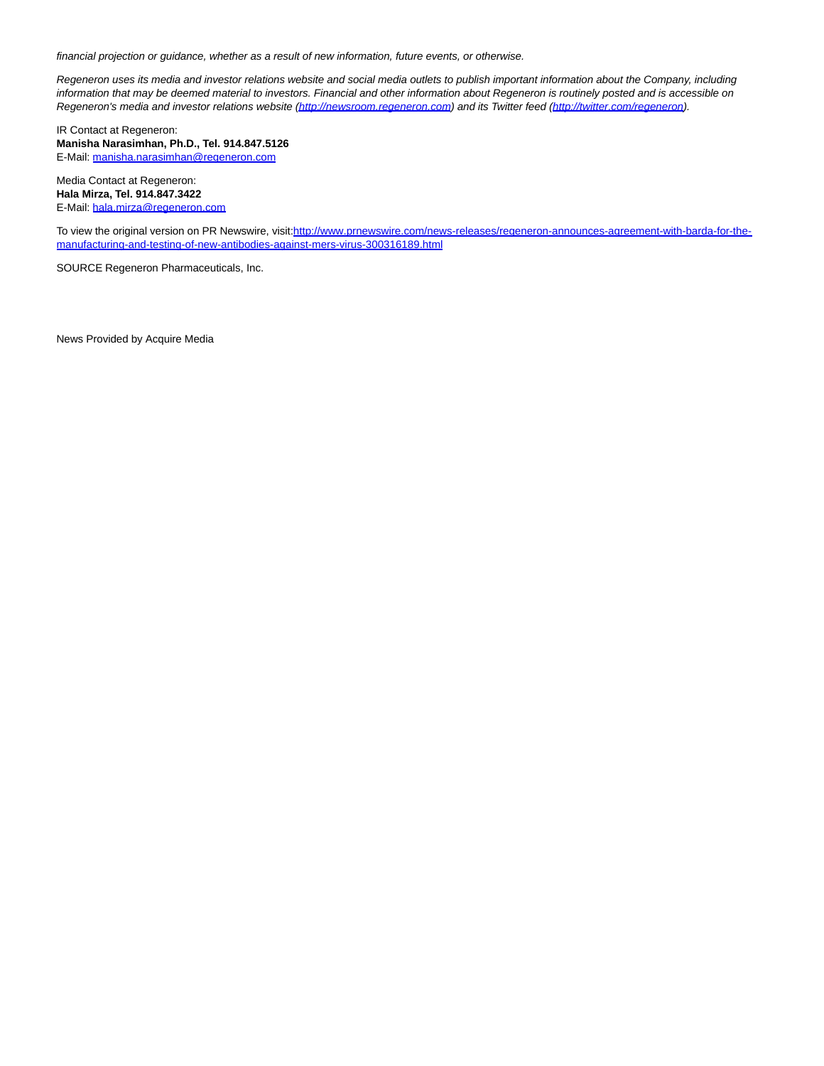*financial projection or guidance, whether as a result of new information, future events, or otherwise.*

*Regeneron uses its media and investor relations website and social media outlets to publish important information about the Company, including information that may be deemed material to investors. Financial and other information about Regeneron is routinely posted and is accessible on Regeneron's media and investor relations website ([http://newsroom.regeneron.com](http://newsroom.regeneron.com)) and its Twitter feed ([http://twitter.com/regeneron](http://twitter.com/regeneron)).*

IR Contact at Regeneron:
**Manisha Narasimhan, Ph.D., Tel. 914.847.5126**
E-Mail: [manisha.narasimhan@regeneron.com](mailto:manisha.narasimhan@regeneron.com)

Media Contact at Regeneron:
**Hala Mirza, Tel. 914.847.3422**
E-Mail: [hala.mirza@regeneron.com](mailto:hala.mirza@regeneron.com)

To view the original version on PR Newswire, visit:[http://www.prnewswire.com/news-releases/regeneron-announces-agreement-with-barda-for-the-manufacturing-and-testing-of-new-antibodies-against-mers-virus-300316189.html](http://www.prnewswire.com/news-releases/regeneron-announces-agreement-with-barda-for-the-manufacturing-and-testing-of-new-antibodies-against-mers-virus-300316189.html)

SOURCE Regeneron Pharmaceuticals, Inc.

News Provided by Acquire Media